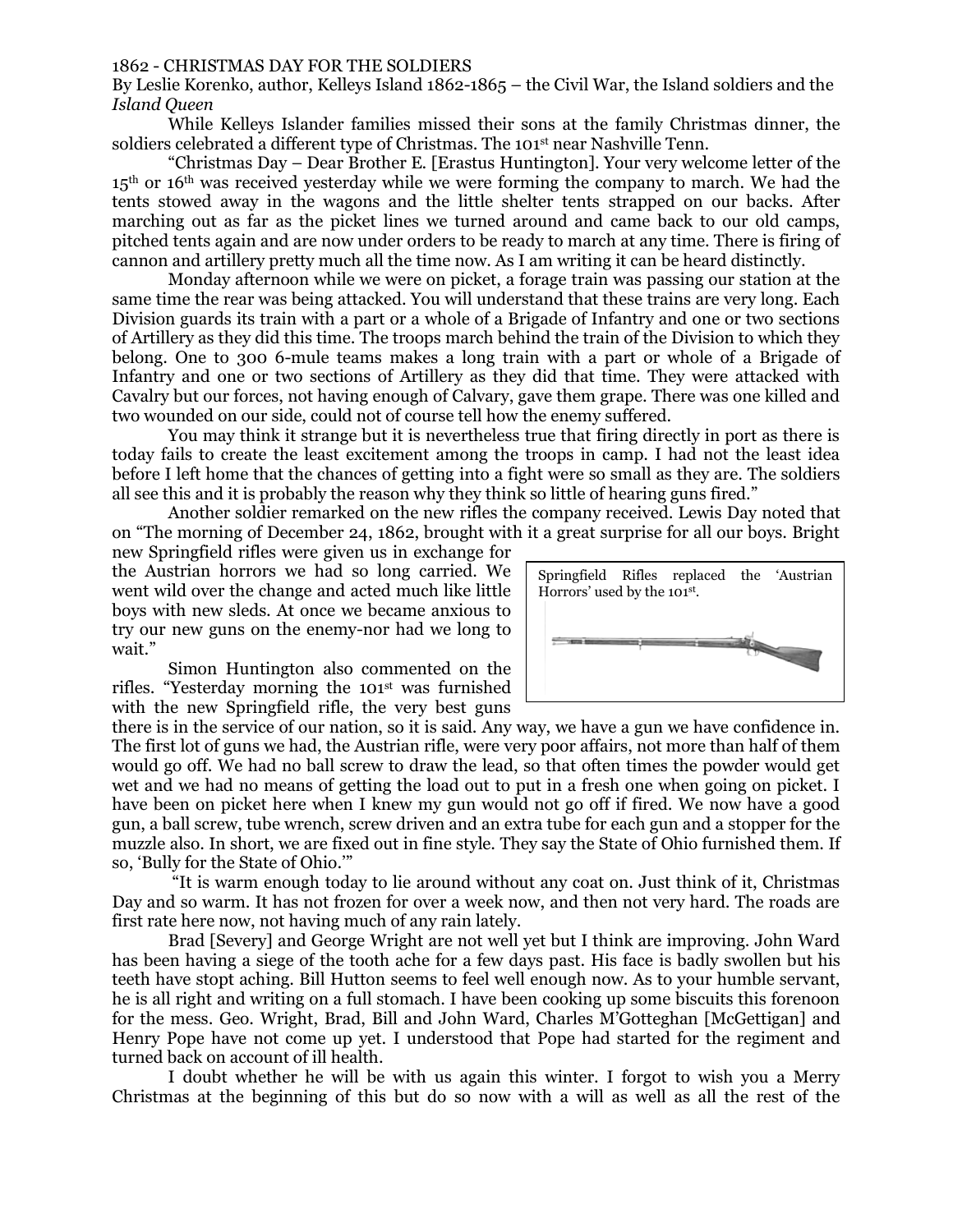1862 - CHRISTMAS DAY FOR THE SOLDIERS

By Leslie Korenko, author, Kelleys Island 1862-1865 – the Civil War, the Island soldiers and the *Island Queen*

While Kelleys Islander families missed their sons at the family Christmas dinner, the soldiers celebrated a different type of Christmas. The 101st near Nashville Tenn.

"Christmas Day – Dear Brother E. [Erastus Huntington]. Your very welcome letter of the 15th or 16th was received yesterday while we were forming the company to march. We had the tents stowed away in the wagons and the little shelter tents strapped on our backs. After marching out as far as the picket lines we turned around and came back to our old camps, pitched tents again and are now under orders to be ready to march at any time. There is firing of cannon and artillery pretty much all the time now. As I am writing it can be heard distinctly.

Monday afternoon while we were on picket, a forage train was passing our station at the same time the rear was being attacked. You will understand that these trains are very long. Each Division guards its train with a part or a whole of a Brigade of Infantry and one or two sections of Artillery as they did this time. The troops march behind the train of the Division to which they belong. One to 300 6-mule teams makes a long train with a part or whole of a Brigade of Infantry and one or two sections of Artillery as they did that time. They were attacked with Cavalry but our forces, not having enough of Calvary, gave them grape. There was one killed and two wounded on our side, could not of course tell how the enemy suffered.

You may think it strange but it is nevertheless true that firing directly in port as there is today fails to create the least excitement among the troops in camp. I had not the least idea before I left home that the chances of getting into a fight were so small as they are. The soldiers all see this and it is probably the reason why they think so little of hearing guns fired."

Another soldier remarked on the new rifles the company received. Lewis Day noted that on "The morning of December 24, 1862, brought with it a great surprise for all our boys. Bright new Springfield rifles were given us in exchange for the Austrian horrors we had so long carried. We went wild over the change and acted much like little boys with new sleds. At once we became anxious to try our new guns on the enemy-nor had we long to wait."

Springfield Rifles replaced the 'Austrian Horrors' used by the 101st.

Simon Huntington also commented on the rifles. "Yesterday morning the 101st was furnished with the new Springfield rifle, the very best guns there is in the service of our nation, so it is said. Any way, we have a gun we have confidence in. The first lot of guns we had, the Austrian rifle, were very poor affairs, not more than half of them would go off. We had no ball screw to draw the lead, so that often times the powder would get wet and we had no means of getting the load out to put in a fresh one when going on picket. I have been on picket here when I knew my gun would not go off if fired. We now have a good gun, a ball screw, tube wrench, screw driven and an extra tube for each gun and a stopper for the muzzle also. In short, we are fixed out in fine style. They say the State of Ohio furnished them. If so, 'Bully for the State of Ohio.'"

"It is warm enough today to lie around without any coat on. Just think of it, Christmas Day and so warm. It has not frozen for over a week now, and then not very hard. The roads are first rate here now, not having much of any rain lately.

Brad [Severy] and George Wright are not well yet but I think are improving. John Ward has been having a siege of the tooth ache for a few days past. His face is badly swollen but his teeth have stopt aching. Bill Hutton seems to feel well enough now. As to your humble servant, he is all right and writing on a full stomach. I have been cooking up some biscuits this forenoon for the mess. Geo. Wright, Brad, Bill and John Ward, Charles M'Gotteghan [McGettigan] and Henry Pope have not come up yet. I understood that Pope had started for the regiment and turned back on account of ill health.

I doubt whether he will be with us again this winter. I forgot to wish you a Merry Christmas at the beginning of this but do so now with a will as well as all the rest of the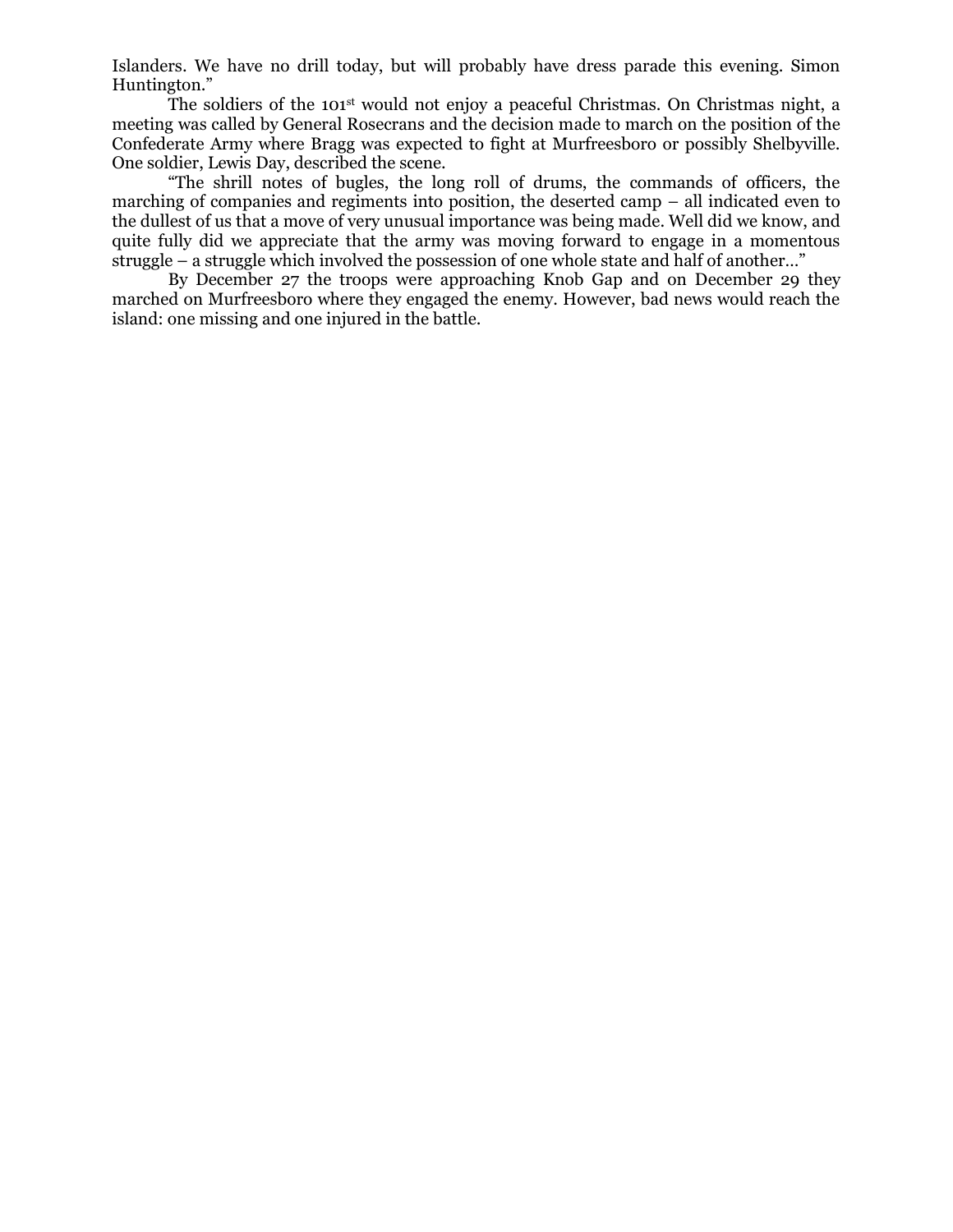Islanders. We have no drill today, but will probably have dress parade this evening. Simon Huntington."

The soldiers of the 101st would not enjoy a peaceful Christmas. On Christmas night, a meeting was called by General Rosecrans and the decision made to march on the position of the Confederate Army where Bragg was expected to fight at Murfreesboro or possibly Shelbyville. One soldier, Lewis Day, described the scene.

"The shrill notes of bugles, the long roll of drums, the commands of officers, the marching of companies and regiments into position, the deserted camp – all indicated even to the dullest of us that a move of very unusual importance was being made. Well did we know, and quite fully did we appreciate that the army was moving forward to engage in a momentous struggle – a struggle which involved the possession of one whole state and half of another…"

By December 27 the troops were approaching Knob Gap and on December 29 they marched on Murfreesboro where they engaged the enemy. However, bad news would reach the island: one missing and one injured in the battle.